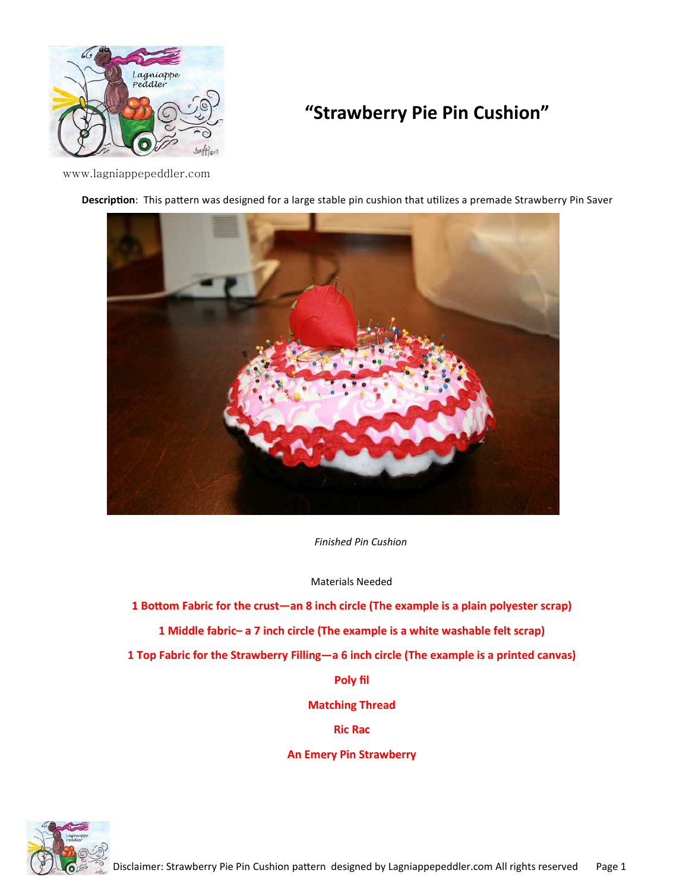# "Strawberry Pie Pin Cushion"

www.lagniappepeddler.com

**Description**: This pattern was designed for a large stable pin cushion that utilizes a premade Strawberry Pin Saver

*Finished Pin Cushion*

Materials Needed

**1 Bottom Fabric for the crust—an 8 inch circle (The example is a plain polyester scrap)**

**1 Middle fabric– a 7 inch circle (The example is a white washable felt scrap)**

**1 Top Fabric for the Strawberry Filling—a 6 inch circle (The example is a printed canvas)**

**Poly fil**

**Matching Thread**

**Ric Rac**

**An Emery Pin Strawberry**

Disclaimer: Strawberry Pie Pin Cushion pattern designed by Lagniappepeddler.com All rights reserved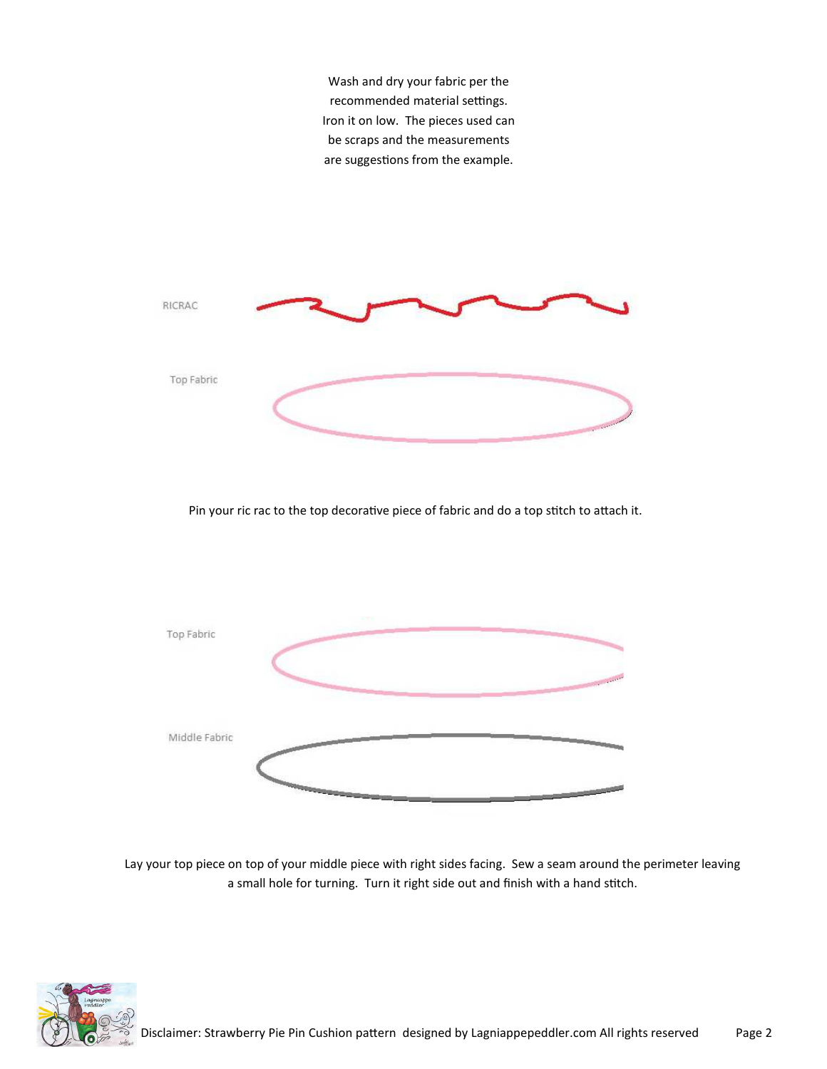Wash and dry your fabric per the recommended material settings. Iron it on low. The pieces used can be scraps and the measurements are suggestions from the example.

RICRAC

Top Fabric

Pin your ric rac to the top decorative piece of fabric and do a top stitch to attach it.

Top Fabric

Middle Fabric

Lay your top piece on top of your middle piece with right sides facing. Sew a seam around the perimeter leaving a small hole for turning. Turn it right side out and finish with a hand stitch.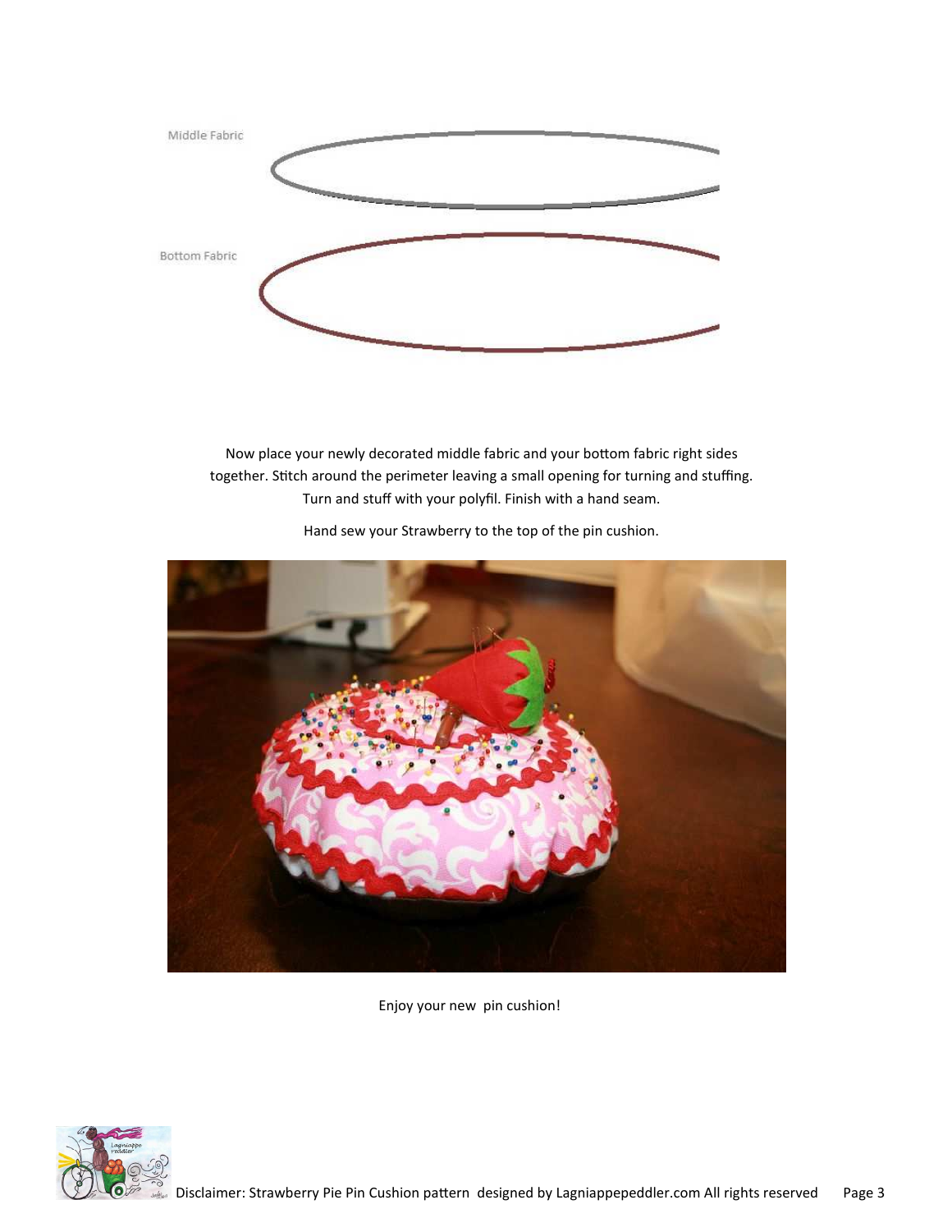Middle Fabric

Bottom Fabric

Now place your newly decorated middle fabric and your bottom fabric right sides together. Stitch around the perimeter leaving a small opening for turning and stuffing. Turn and stuff with your polyfil. Finish with a hand seam.

Hand sew your Strawberry to the top of the pin cushion.

Enjoy your new pin cushion!

Disclaimer: Strawberry Pie Pin Cushion pattern designed by Lagniappepeddler.com All rights reserved